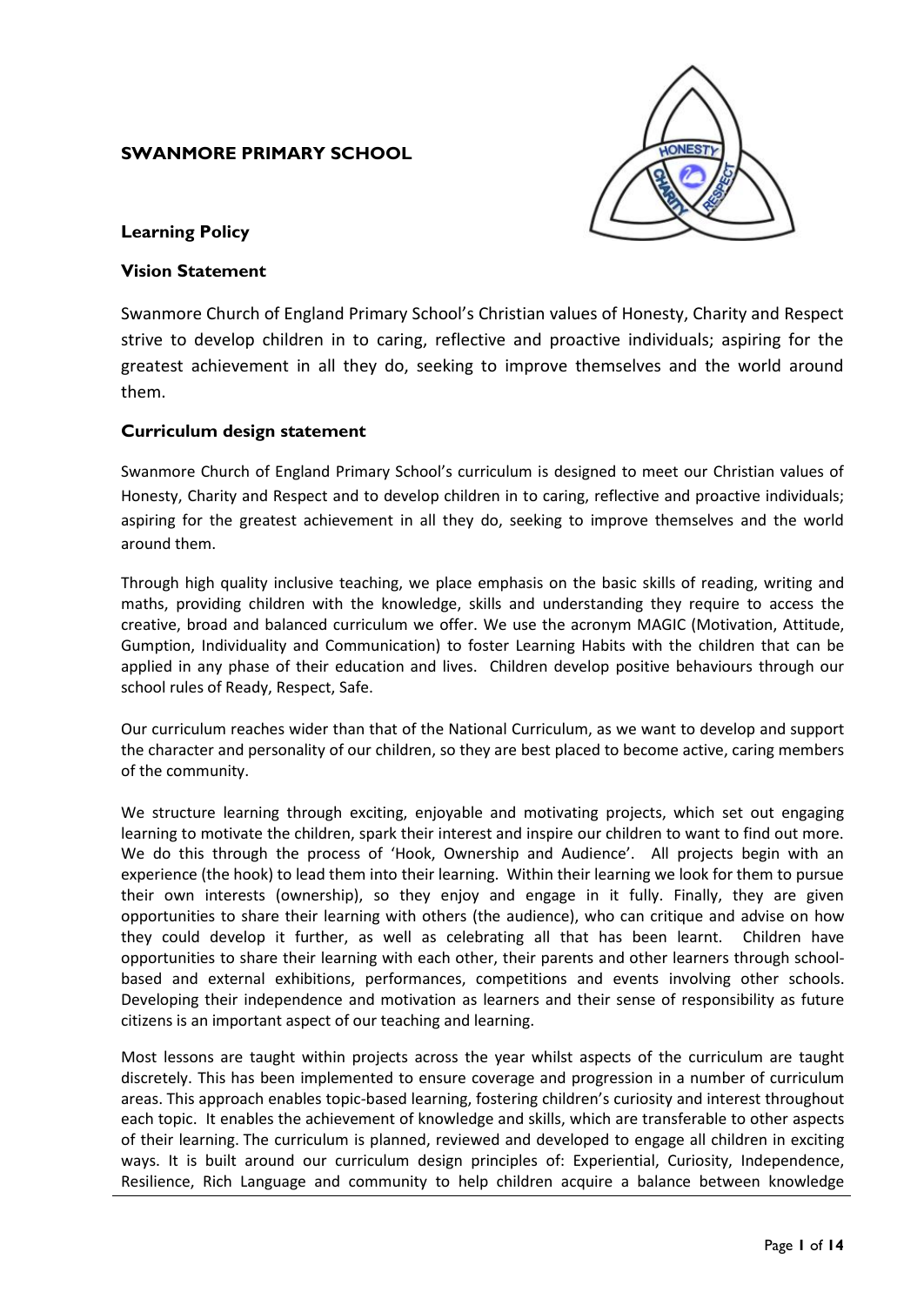# SWANMORE PRIMARY SCHOOL

## Learning Policy

### Vision Statement

Swanmore Church of England Primary School's Christian values of Honesty, Charity and Respect strive to develop children in to caring, reflective and proactive individuals; aspiring for the greatest achievement in all they do, seeking to improve themselves and the world around them.

### Curriculum design statement

Swanmore Church of England Primary School's curriculum is designed to meet our Christian values of Honesty, Charity and Respect and to develop children in to caring, reflective and proactive individuals; aspiring for the greatest achievement in all they do, seeking to improve themselves and the world around them.

Through high quality inclusive teaching, we place emphasis on the basic skills of reading, writing and maths, providing children with the knowledge, skills and understanding they require to access the creative, broad and balanced curriculum we offer. We use the acronym MAGIC (Motivation, Attitude, Gumption, Individuality and Communication) to foster Learning Habits with the children that can be applied in any phase of their education and lives. Children develop positive behaviours through our school rules of Ready, Respect, Safe.

Our curriculum reaches wider than that of the National Curriculum, as we want to develop and support the character and personality of our children, so they are best placed to become active, caring members of the community.

We structure learning through exciting, enjoyable and motivating projects, which set out engaging learning to motivate the children, spark their interest and inspire our children to want to find out more. We do this through the process of 'Hook, Ownership and Audience'. All projects begin with an experience (the hook) to lead them into their learning. Within their learning we look for them to pursue their own interests (ownership), so they enjoy and engage in it fully. Finally, they are given opportunities to share their learning with others (the audience), who can critique and advise on how they could develop it further, as well as celebrating all that has been learnt. Children have opportunities to share their learning with each other, their parents and other learners through school-based and external exhibitions, performances, competitions and events involving other schools. Developing their independence and motivation as learners and their sense of responsibility as future citizens is an important aspect of our teaching and learning.

Most lessons are taught within projects across the year whilst aspects of the curriculum are taught discretely. This has been implemented to ensure coverage and progression in a number of curriculum areas. This approach enables topic-based learning, fostering children's curiosity and interest throughout each topic. It enables the achievement of knowledge and skills, which are transferable to other aspects of their learning. The curriculum is planned, reviewed and developed to engage all children in exciting ways. It is built around our curriculum design principles of: Experiential, Curiosity, Independence, Resilience, Rich Language and community to help children acquire a balance between knowledge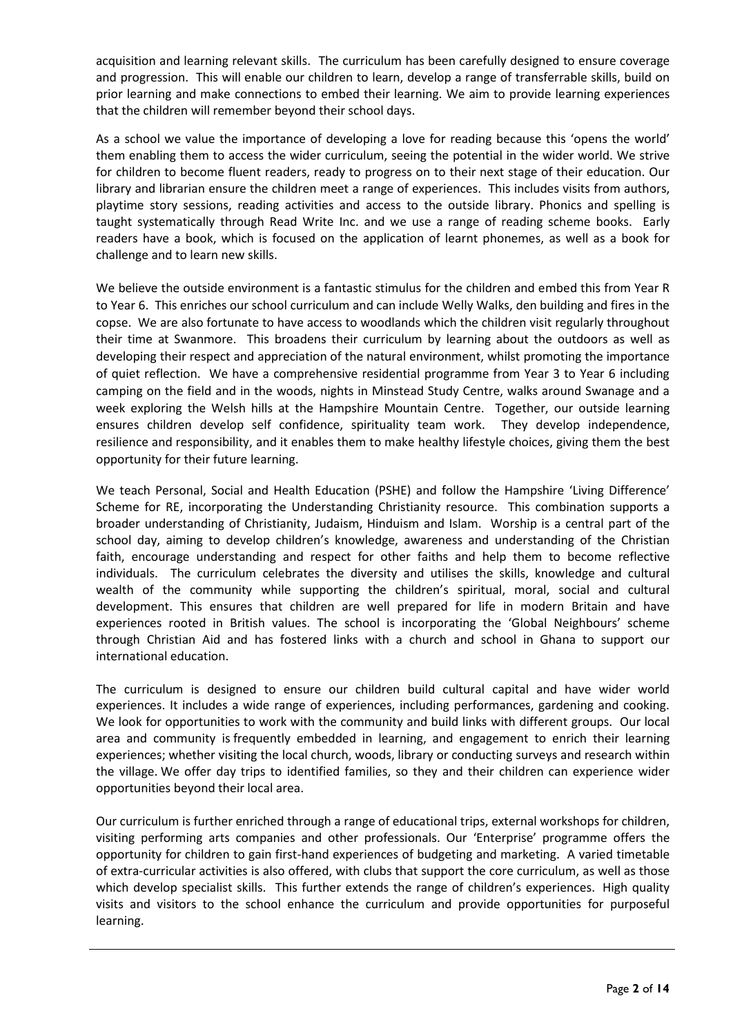acquisition and learning relevant skills. The curriculum has been carefully designed to ensure coverage and progression. This will enable our children to learn, develop a range of transferrable skills, build on prior learning and make connections to embed their learning. We aim to provide learning experiences that the children will remember beyond their school days.

As a school we value the importance of developing a love for reading because this 'opens the world' them enabling them to access the wider curriculum, seeing the potential in the wider world. We strive for children to become fluent readers, ready to progress on to their next stage of their education. Our library and librarian ensure the children meet a range of experiences. This includes visits from authors, playtime story sessions, reading activities and access to the outside library. Phonics and spelling is taught systematically through Read Write Inc. and we use a range of reading scheme books. Early readers have a book, which is focused on the application of learnt phonemes, as well as a book for challenge and to learn new skills.

We believe the outside environment is a fantastic stimulus for the children and embed this from Year R to Year 6. This enriches our school curriculum and can include Welly Walks, den building and fires in the copse. We are also fortunate to have access to woodlands which the children visit regularly throughout their time at Swanmore. This broadens their curriculum by learning about the outdoors as well as developing their respect and appreciation of the natural environment, whilst promoting the importance of quiet reflection. We have a comprehensive residential programme from Year 3 to Year 6 including camping on the field and in the woods, nights in Minstead Study Centre, walks around Swanage and a week exploring the Welsh hills at the Hampshire Mountain Centre. Together, our outside learning ensures children develop self confidence, spirituality team work. They develop independence, resilience and responsibility, and it enables them to make healthy lifestyle choices, giving them the best opportunity for their future learning.

We teach Personal, Social and Health Education (PSHE) and follow the Hampshire 'Living Difference' Scheme for RE, incorporating the Understanding Christianity resource. This combination supports a broader understanding of Christianity, Judaism, Hinduism and Islam. Worship is a central part of the school day, aiming to develop children's knowledge, awareness and understanding of the Christian faith, encourage understanding and respect for other faiths and help them to become reflective individuals. The curriculum celebrates the diversity and utilises the skills, knowledge and cultural wealth of the community while supporting the children's spiritual, moral, social and cultural development. This ensures that children are well prepared for life in modern Britain and have experiences rooted in British values. The school is incorporating the 'Global Neighbours' scheme through Christian Aid and has fostered links with a church and school in Ghana to support our international education.

The curriculum is designed to ensure our children build cultural capital and have wider world experiences. It includes a wide range of experiences, including performances, gardening and cooking. We look for opportunities to work with the community and build links with different groups. Our local area and community is frequently embedded in learning, and engagement to enrich their learning experiences; whether visiting the local church, woods, library or conducting surveys and research within the village. We offer day trips to identified families, so they and their children can experience wider opportunities beyond their local area.

Our curriculum is further enriched through a range of educational trips, external workshops for children, visiting performing arts companies and other professionals. Our 'Enterprise' programme offers the opportunity for children to gain first-hand experiences of budgeting and marketing. A varied timetable of extra-curricular activities is also offered, with clubs that support the core curriculum, as well as those which develop specialist skills. This further extends the range of children's experiences. High quality visits and visitors to the school enhance the curriculum and provide opportunities for purposeful learning.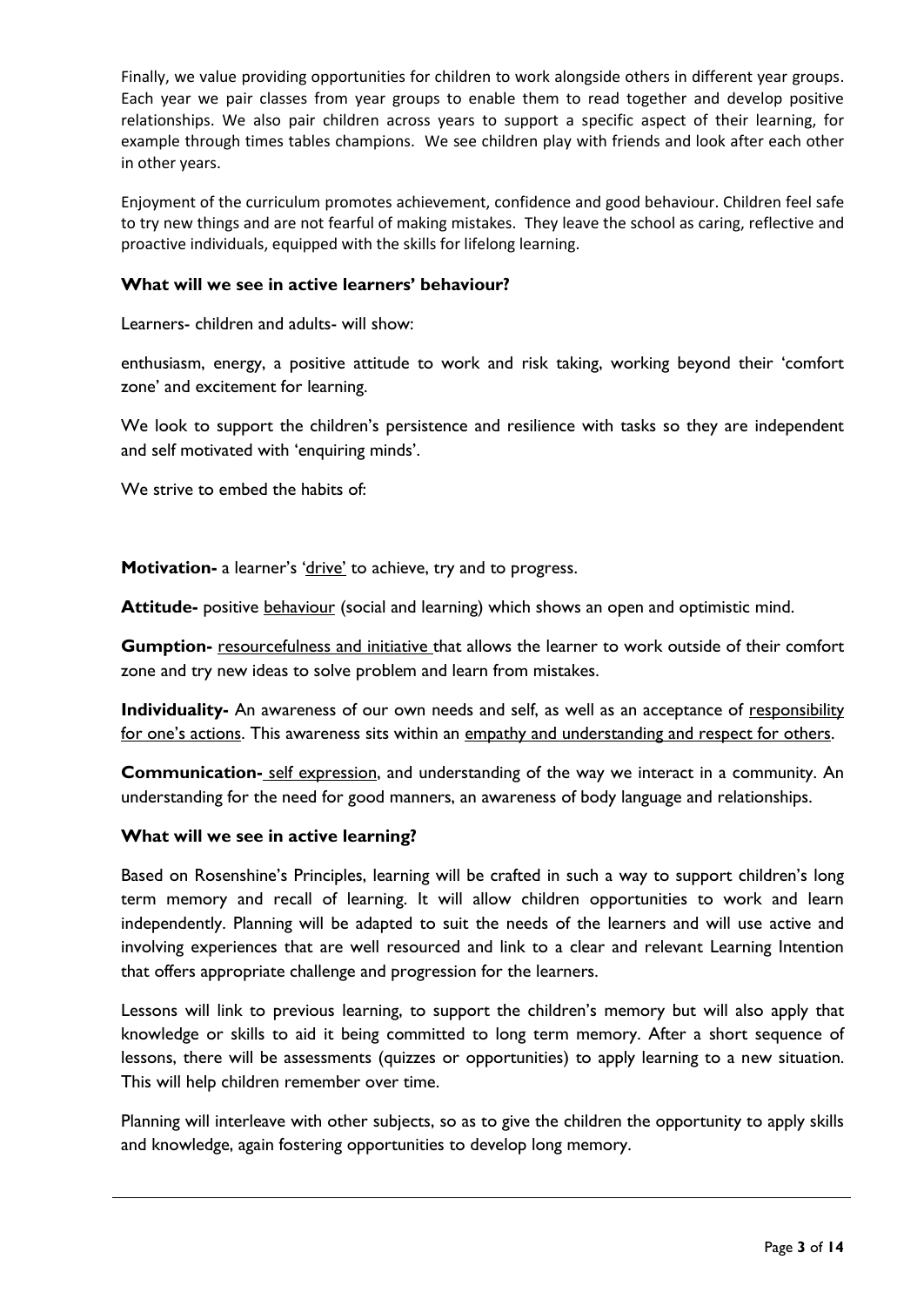Finally, we value providing opportunities for children to work alongside others in different year groups. Each year we pair classes from year groups to enable them to read together and develop positive relationships. We also pair children across years to support a specific aspect of their learning, for example through times tables champions. We see children play with friends and look after each other in other years.

Enjoyment of the curriculum promotes achievement, confidence and good behaviour. Children feel safe to try new things and are not fearful of making mistakes. They leave the school as caring, reflective and proactive individuals, equipped with the skills for lifelong learning.

### What will we see in active learners' behaviour?

Learners- children and adults- will show:

enthusiasm, energy, a positive attitude to work and risk taking, working beyond their 'comfort zone' and excitement for learning.

We look to support the children's persistence and resilience with tasks so they are independent and self motivated with 'enquiring minds'.

We strive to embed the habits of:

**Motivation-** a learner's 'drive' to achieve, try and to progress.

**Attitude-** positive behaviour (social and learning) which shows an open and optimistic mind.

**Gumption-** resourcefulness and initiative that allows the learner to work outside of their comfort zone and try new ideas to solve problem and learn from mistakes.

**Individuality-** An awareness of our own needs and self, as well as an acceptance of responsibility for one's actions. This awareness sits within an empathy and understanding and respect for others.

**Communication-** self expression, and understanding of the way we interact in a community. An understanding for the need for good manners, an awareness of body language and relationships.

### What will we see in active learning?

Based on Rosenshine's Principles, learning will be crafted in such a way to support children's long term memory and recall of learning. It will allow children opportunities to work and learn independently. Planning will be adapted to suit the needs of the learners and will use active and involving experiences that are well resourced and link to a clear and relevant Learning Intention that offers appropriate challenge and progression for the learners.

Lessons will link to previous learning, to support the children's memory but will also apply that knowledge or skills to aid it being committed to long term memory. After a short sequence of lessons, there will be assessments (quizzes or opportunities) to apply learning to a new situation. This will help children remember over time.

Planning will interleave with other subjects, so as to give the children the opportunity to apply skills and knowledge, again fostering opportunities to develop long memory.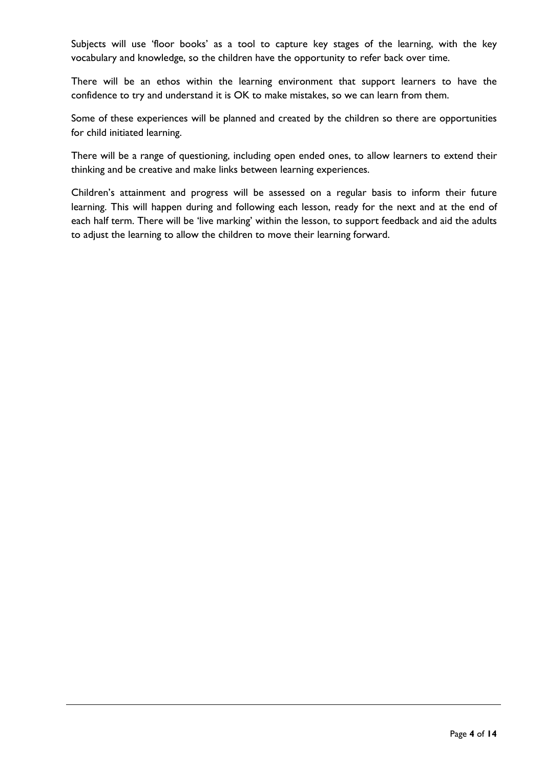Subjects will use 'floor books' as a tool to capture key stages of the learning, with the key vocabulary and knowledge, so the children have the opportunity to refer back over time.

There will be an ethos within the learning environment that support learners to have the confidence to try and understand it is OK to make mistakes, so we can learn from them.

Some of these experiences will be planned and created by the children so there are opportunities for child initiated learning.

There will be a range of questioning, including open ended ones, to allow learners to extend their thinking and be creative and make links between learning experiences.

Children's attainment and progress will be assessed on a regular basis to inform their future learning. This will happen during and following each lesson, ready for the next and at the end of each half term. There will be 'live marking' within the lesson, to support feedback and aid the adults to adjust the learning to allow the children to move their learning forward.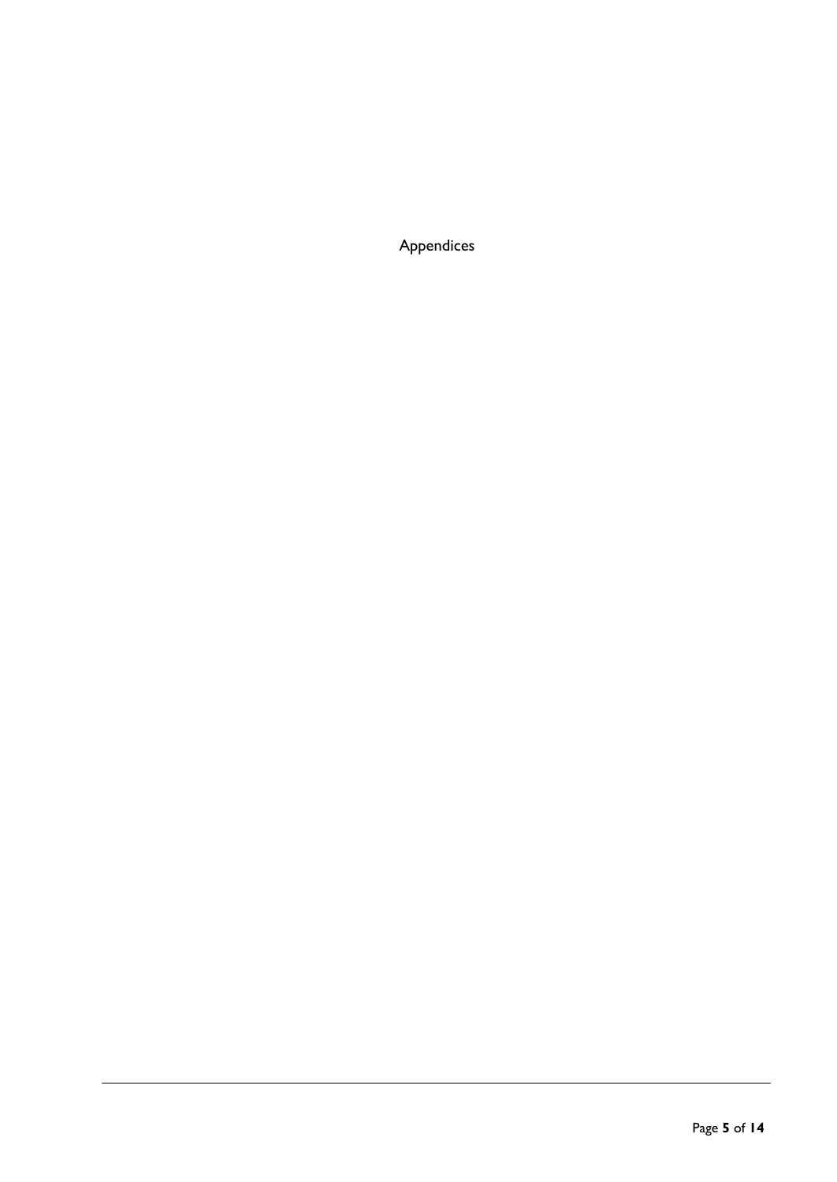Appendices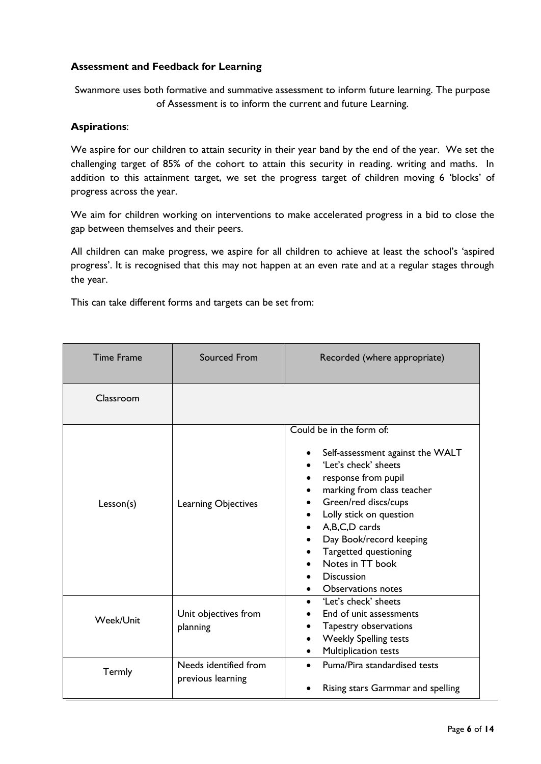**Assessment and Feedback for Learning**

Swanmore uses both formative and summative assessment to inform future learning. The purpose of Assessment is to inform the current and future Learning.

**Aspirations**:

We aspire for our children to attain security in their year band by the end of the year. We set the challenging target of 85% of the cohort to attain this security in reading. writing and maths. In addition to this attainment target, we set the progress target of children moving 6 'blocks' of progress across the year.

We aim for children working on interventions to make accelerated progress in a bid to close the gap between themselves and their peers.

All children can make progress, we aspire for all children to achieve at least the school's 'aspired progress'. It is recognised that this may not happen at an even rate and at a regular stages through the year.

This can take different forms and targets can be set from:

| Time Frame | Sourced From | Recorded (where appropriate) |
|---|---|---|
| Classroom | | |
| Lesson(s) | Learning Objectives | Could be in the form of:<br>• Self-assessment against the WALT<br>• 'Let's check' sheets<br>• response from pupil<br>• marking from class teacher<br>• Green/red discs/cups<br>• Lolly stick on question<br>• A,B,C,D cards<br>• Day Book/record keeping<br>• Targetted questioning<br>• Notes in TT book<br>• Discussion<br>• Observations notes |
| Week/Unit | Unit objectives from planning | • 'Let's check' sheets<br>• End of unit assessments<br>• Tapestry observations<br>• Weekly Spelling tests<br>• Multiplication tests |
| Termly | Needs identified from previous learning | • Puma/Pira standardised tests<br>• Rising stars Garmmar and spelling |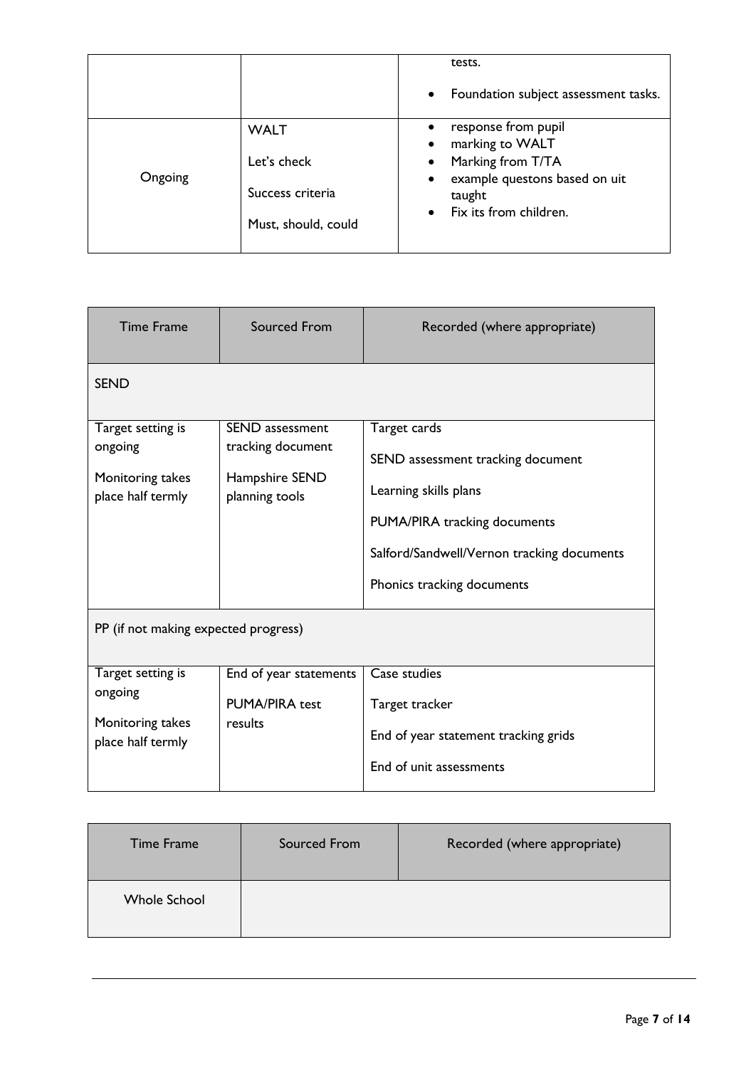| | | |
|---|---|---|
| | | tests.<br><br>• Foundation subject assessment tasks. |
| Ongoing | WALT<br><br>Let's check<br><br>Success criteria<br><br>Must, should, could | • response from pupil<br>• marking to WALT<br>• Marking from T/TA<br>• example questons based on uit taught<br>• Fix its from children. |

| Time Frame | Sourced From | Recorded (where appropriate) |
|---|---|---|
| SEND | | |
| Target setting is ongoing<br><br>Monitoring takes place half termly | SEND assessment tracking document<br><br>Hampshire SEND planning tools | Target cards<br><br>SEND assessment tracking document<br><br>Learning skills plans<br><br>PUMA/PIRA tracking documents<br><br>Salford/Sandwell/Vernon tracking documents<br><br>Phonics tracking documents |
| PP (if not making expected progress) | | |
| Target setting is ongoing<br><br>Monitoring takes place half termly | End of year statements<br><br>PUMA/PIRA test results | Case studies<br><br>Target tracker<br><br>End of year statement tracking grids<br><br>End of unit assessments |

| Time Frame | Sourced From | Recorded (where appropriate) |
|---|---|---|
| Whole School | | |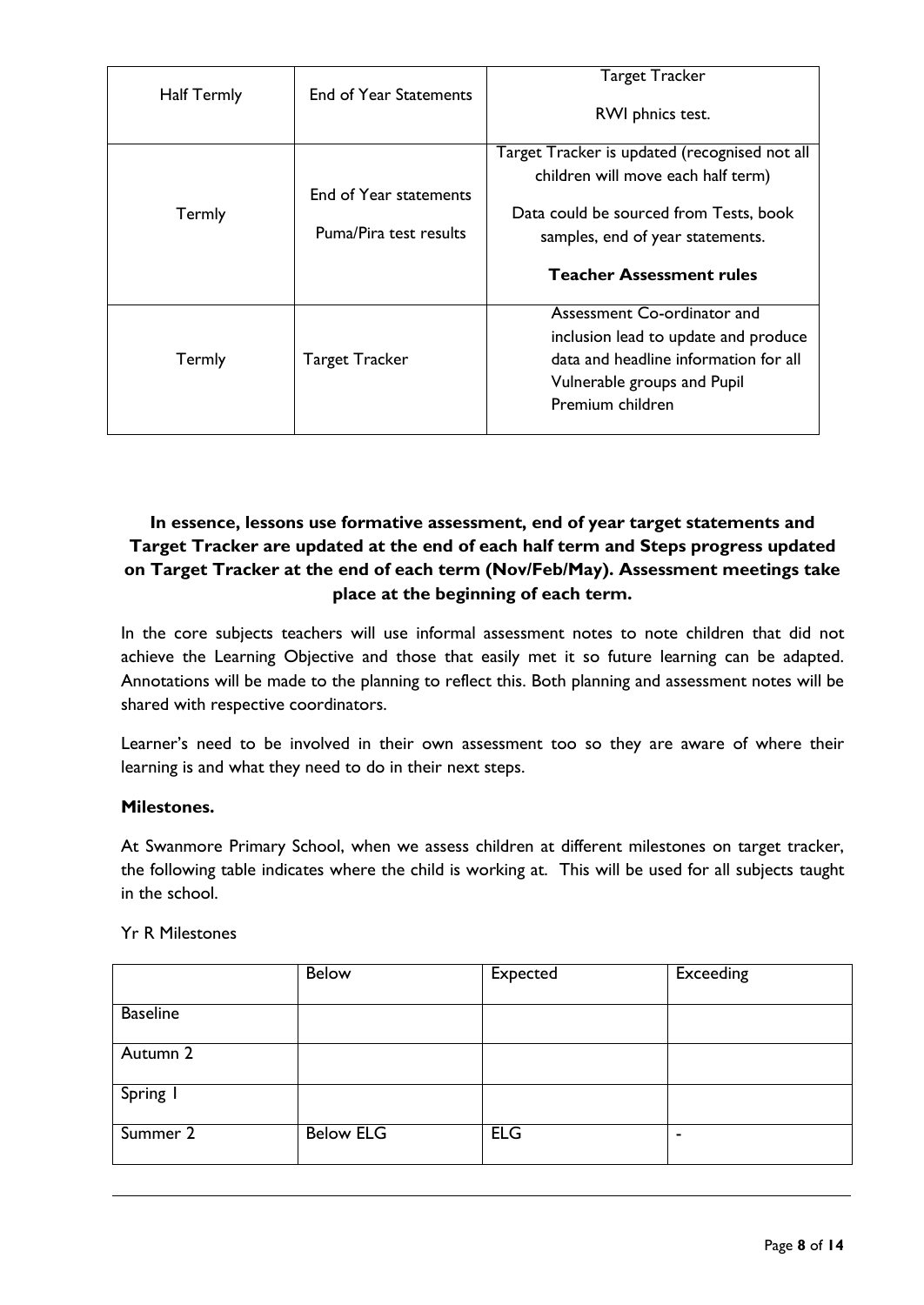| | | |
|---|---|---|
| Half Termly | End of Year Statements | Target Tracker<br><br>RWI phnics test. |
| Termly | End of Year statements<br><br>Puma/Pira test results | Target Tracker is updated (recognised not all children will move each half term)<br><br>Data could be sourced from Tests, book samples, end of year statements.<br><br>**Teacher Assessment rules** |
| Termly | Target Tracker | Assessment Co-ordinator and inclusion lead to update and produce data and headline information for all Vulnerable groups and Pupil Premium children |

**In essence, lessons use formative assessment, end of year target statements and Target Tracker are updated at the end of each half term and Steps progress updated on Target Tracker at the end of each term (Nov/Feb/May). Assessment meetings take place at the beginning of each term.**

In the core subjects teachers will use informal assessment notes to note children that did not achieve the Learning Objective and those that easily met it so future learning can be adapted. Annotations will be made to the planning to reflect this. Both planning and assessment notes will be shared with respective coordinators.

Learner's need to be involved in their own assessment too so they are aware of where their learning is and what they need to do in their next steps.

**Milestones.**

At Swanmore Primary School, when we assess children at different milestones on target tracker, the following table indicates where the child is working at. This will be used for all subjects taught in the school.

Yr R Milestones

| | Below | Expected | Exceeding |
|---|---|---|---|
| Baseline | | | |
| Autumn 2 | | | |
| Spring 1 | | | |
| Summer 2 | Below ELG | ELG | - |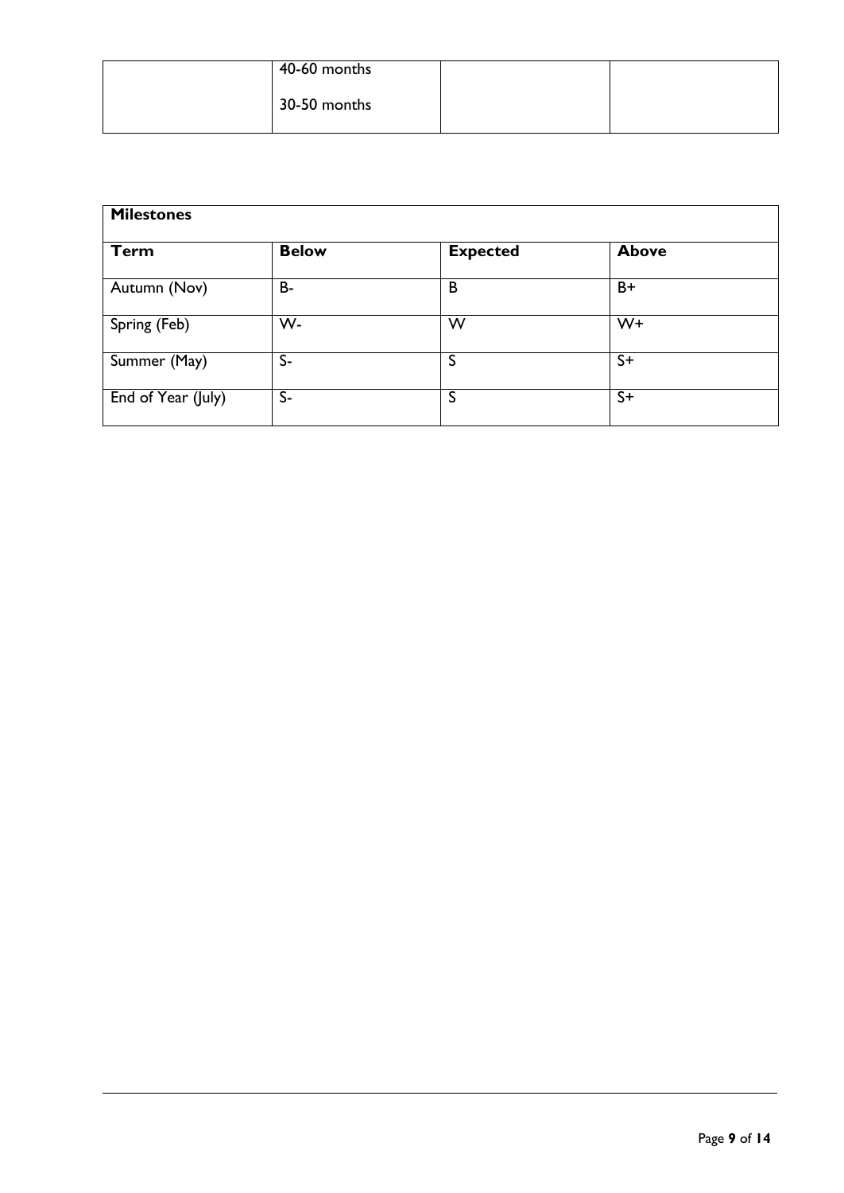| | | | |
|---|---|---|---|
| | 40-60 months<br><br>30-50 months | | |

| **Milestones** | | | |
|---|---|---|---|
| **Term** | **Below** | **Expected** | **Above** |
| Autumn (Nov) | B- | B | B+ |
| Spring (Feb) | W- | W | W+ |
| Summer (May) | S- | S | S+ |
| End of Year (July) | S- | S | S+ |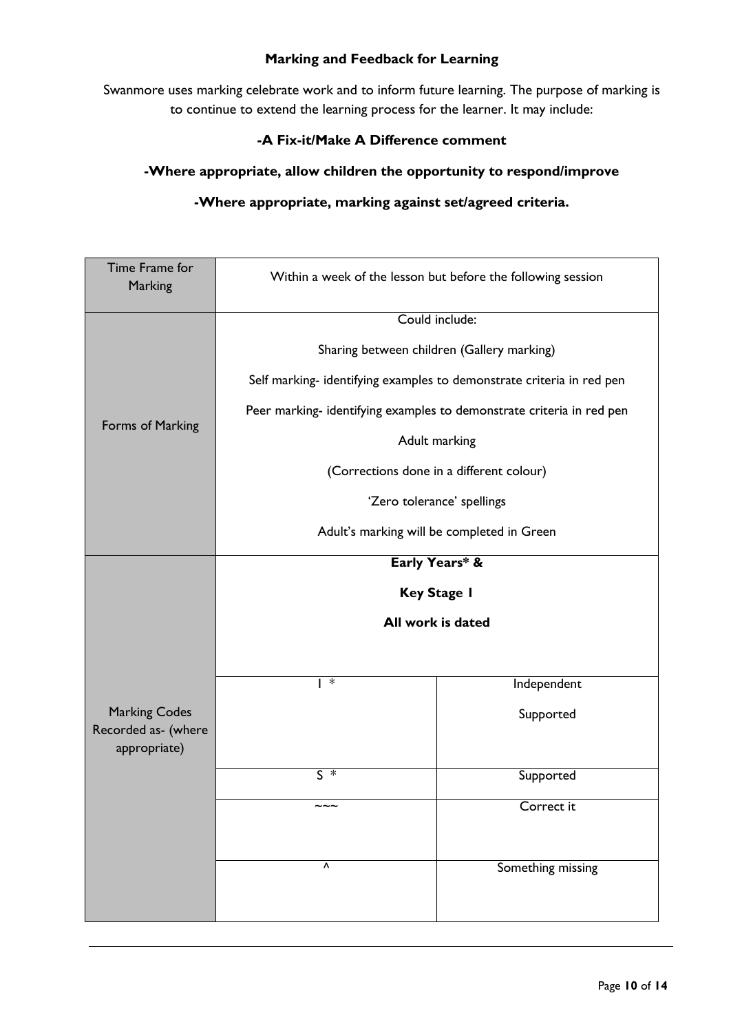## Marking and Feedback for Learning

Swanmore uses marking celebrate work and to inform future learning. The purpose of marking is to continue to extend the learning process for the learner. It may include:

**-A Fix-it/Make A Difference comment**

**-Where appropriate, allow children the opportunity to respond/improve**

**-Where appropriate, marking against set/agreed criteria.**

| | | |
|---|---|---|
| Time Frame for Marking | Within a week of the lesson but before the following session | |
| Forms of Marking | Could include:<br><br>Sharing between children (Gallery marking)<br><br>Self marking- identifying examples to demonstrate criteria in red pen<br><br>Peer marking- identifying examples to demonstrate criteria in red pen<br><br>Adult marking<br><br>(Corrections done in a different colour)<br><br>'Zero tolerance' spellings<br><br>Adult's marking will be completed in Green | |
| Marking Codes Recorded as- (where appropriate) | **Early Years* &**<br><br>**Key Stage 1**<br><br>**All work is dated** | |
| | I * | Independent<br><br>Supported |
| | S * | Supported |
| | ~~~ | Correct it |
| | ^ | Something missing |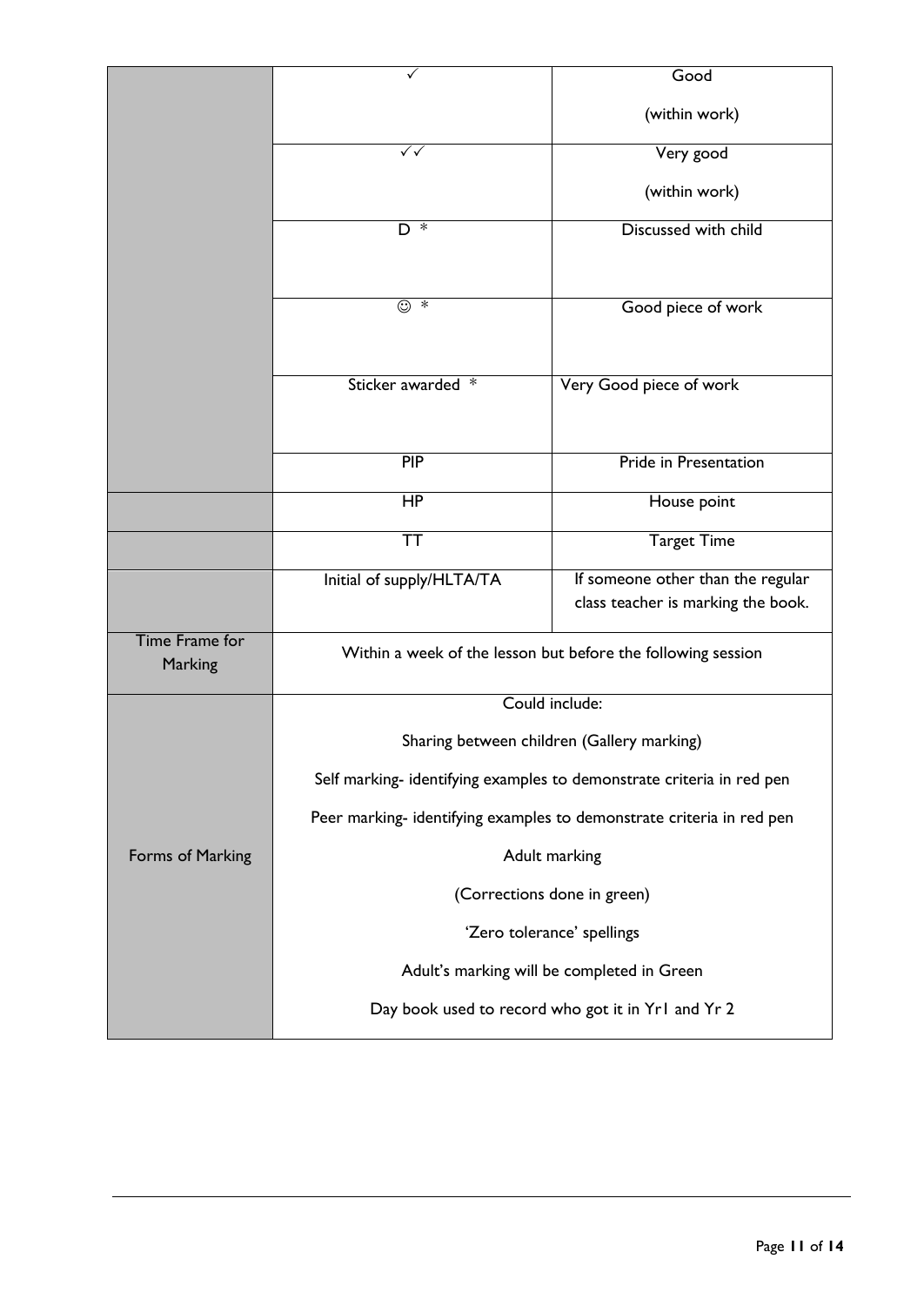| | | |
|---|---|---|
| | ✓ | Good<br><br>(within work) |
| | ✓✓ | Very good<br><br>(within work) |
| | D * | Discussed with child |
| | ☺ * | Good piece of work |
| | Sticker awarded * | Very Good piece of work |
| | PIP | Pride in Presentation |
| | HP | House point |
| | TT | Target Time |
| | Initial of supply/HLTA/TA | If someone other than the regular class teacher is marking the book. |
| Time Frame for Marking | Within a week of the lesson but before the following session | |
| Forms of Marking | Could include:<br><br>Sharing between children (Gallery marking)<br><br>Self marking- identifying examples to demonstrate criteria in red pen<br><br>Peer marking- identifying examples to demonstrate criteria in red pen<br><br>Adult marking<br><br>(Corrections done in green)<br><br>'Zero tolerance' spellings<br><br>Adult's marking will be completed in Green<br><br>Day book used to record who got it in Yr1 and Yr 2 | |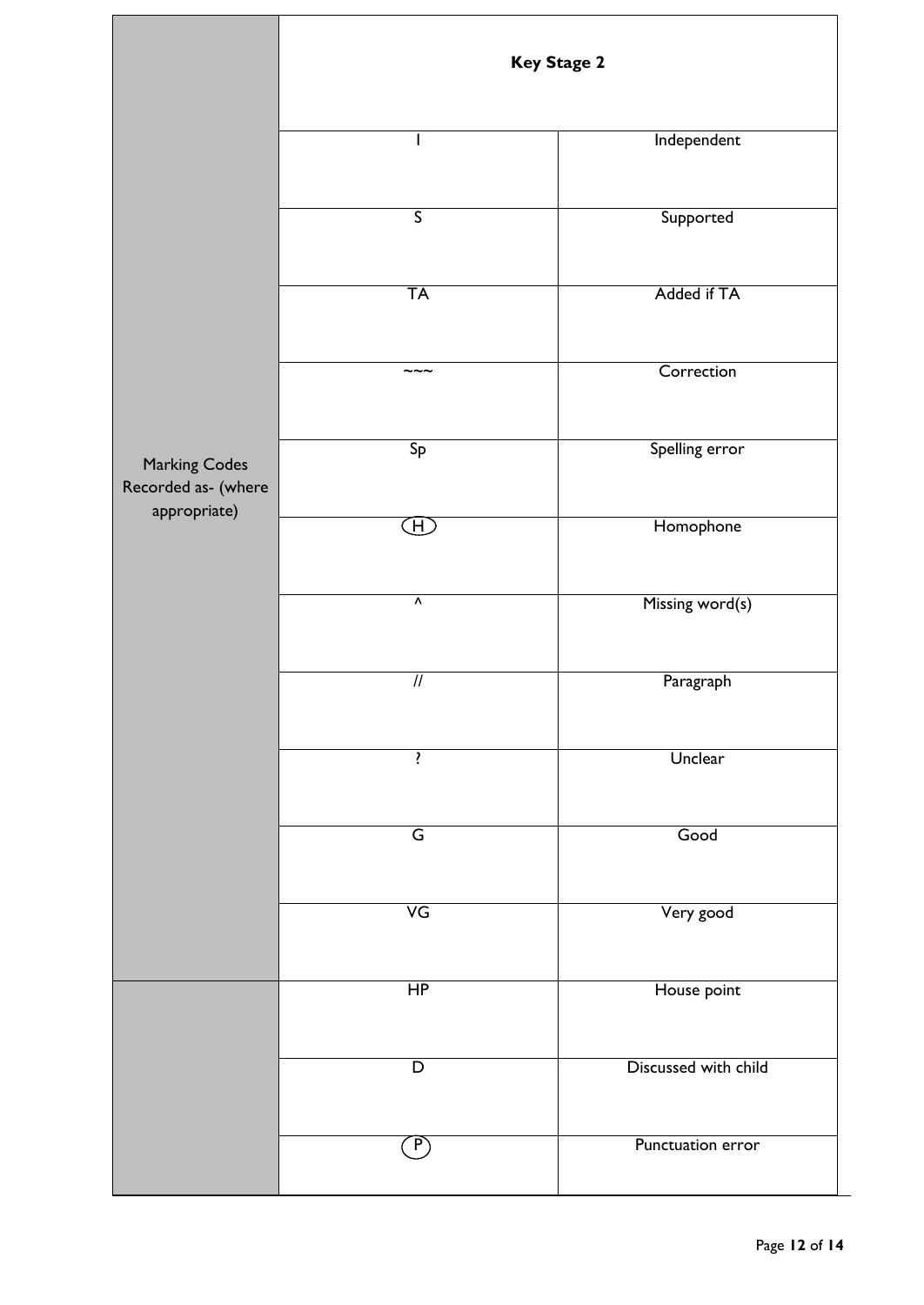| | Key Stage 2 | |
|---|---|---|
| Marking Codes Recorded as- (where appropriate) | I | Independent |
| | S | Supported |
| | TA | Added if TA |
| | ~~~ | Correction |
| | Sp | Spelling error |
| | (H) | Homophone |
| | ^ | Missing word(s) |
| | // | Paragraph |
| | ? | Unclear |
| | G | Good |
| | VG | Very good |
| | HP | House point |
| | D | Discussed with child |
| | (P) | Punctuation error |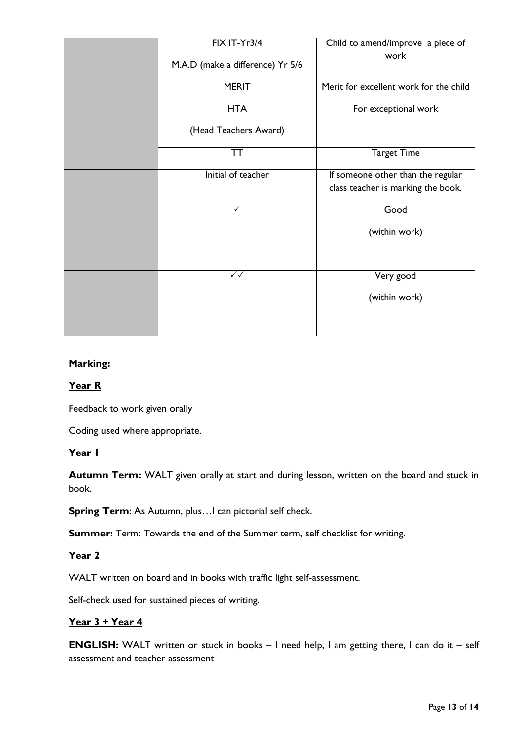| | | |
|---|---|---|
| | FIX IT-Yr3/4<br><br>M.A.D (make a difference) Yr 5/6 | Child to amend/improve a piece of work |
| | MERIT | Merit for excellent work for the child |
| | HTA<br><br>(Head Teachers Award) | For exceptional work |
| | TT | Target Time |
| | Initial of teacher | If someone other than the regular class teacher is marking the book. |
| | ✓ | Good<br><br>(within work) |
| | ✓✓ | Very good<br><br>(within work) |

**Marking:**

**Year R**

Feedback to work given orally

Coding used where appropriate.

**Year 1**

**Autumn Term:** WALT given orally at start and during lesson, written on the board and stuck in book.

**Spring Term**: As Autumn, plus…I can pictorial self check.

**Summer:** Term: Towards the end of the Summer term, self checklist for writing.

**Year 2**

WALT written on board and in books with traffic light self-assessment.

Self-check used for sustained pieces of writing.

**Year 3 + Year 4**

**ENGLISH:** WALT written or stuck in books – I need help, I am getting there, I can do it – self assessment and teacher assessment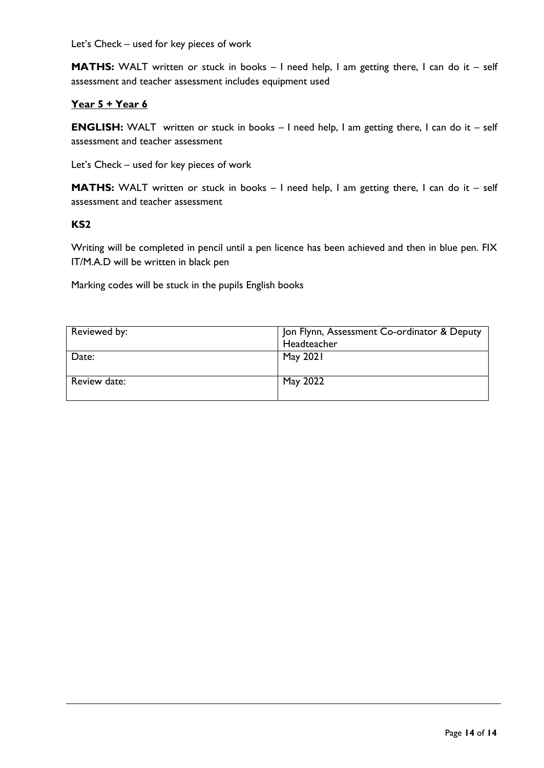Let's Check – used for key pieces of work

**MATHS:** WALT written or stuck in books – I need help, I am getting there, I can do it – self assessment and teacher assessment includes equipment used

**Year 5 + Year 6**

**ENGLISH:** WALT written or stuck in books – I need help, I am getting there, I can do it – self assessment and teacher assessment

Let's Check – used for key pieces of work

**MATHS:** WALT written or stuck in books – I need help, I am getting there, I can do it – self assessment and teacher assessment

**KS2**

Writing will be completed in pencil until a pen licence has been achieved and then in blue pen. FIX IT/M.A.D will be written in black pen

Marking codes will be stuck in the pupils English books

| | |
|---|---|
| Reviewed by: | Jon Flynn, Assessment Co-ordinator & Deputy Headteacher |
| Date: | May 2021 |
| Review date: | May 2022 |